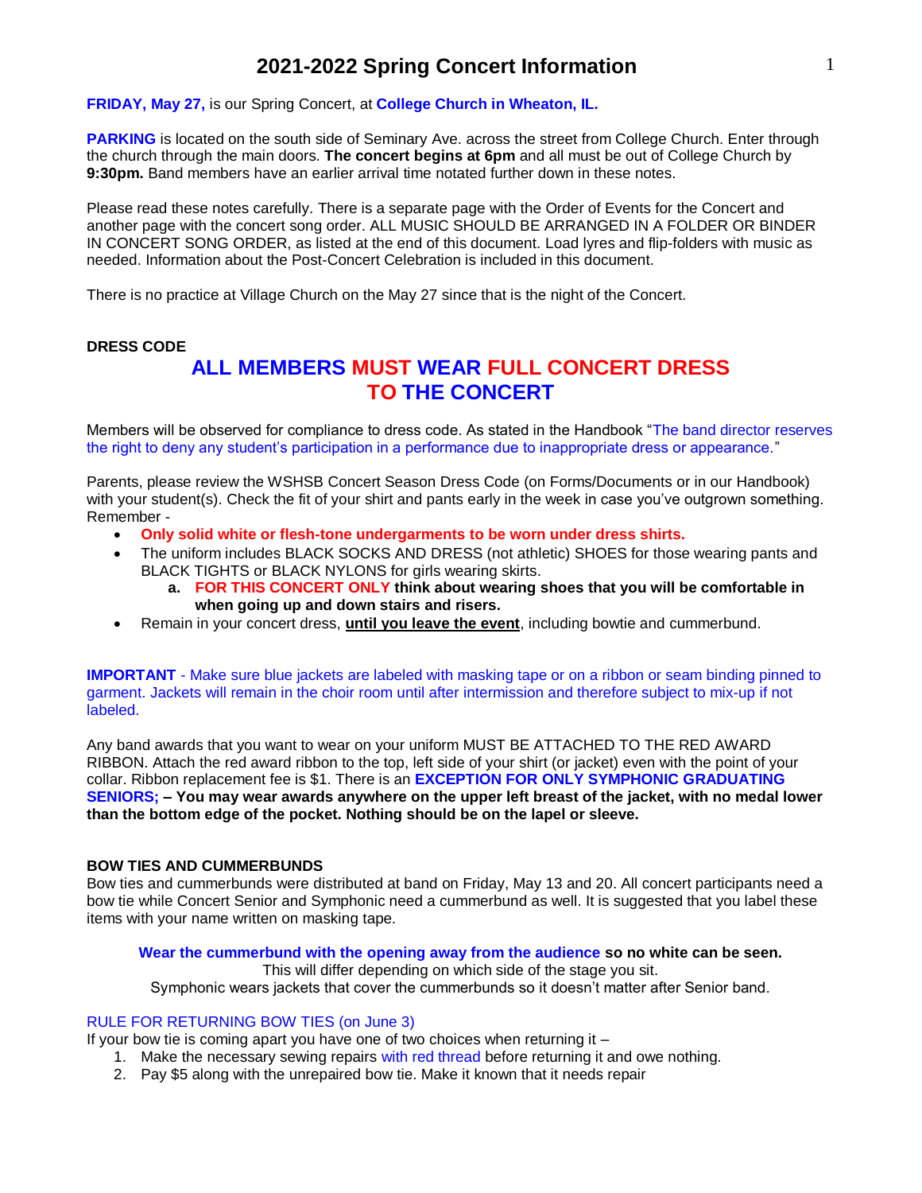# 2021-2022 Spring Concert Information

**FRIDAY, May 27,** is our Spring Concert, at **College Church in Wheaton, IL.**

**PARKING** is located on the south side of Seminary Ave. across the street from College Church. Enter through the church through the main doors. **The concert begins at 6pm** and all must be out of College Church by **9:30pm.** Band members have an earlier arrival time notated further down in these notes.

Please read these notes carefully. There is a separate page with the Order of Events for the Concert and another page with the concert song order. ALL MUSIC SHOULD BE ARRANGED IN A FOLDER OR BINDER IN CONCERT SONG ORDER, as listed at the end of this document. Load lyres and flip-folders with music as needed. Information about the Post-Concert Celebration is included in this document.

There is no practice at Village Church on the May 27 since that is the night of the Concert.

**DRESS CODE**

## ALL MEMBERS MUST WEAR FULL CONCERT DRESS TO THE CONCERT

Members will be observed for compliance to dress code. As stated in the Handbook "The band director reserves the right to deny any student's participation in a performance due to inappropriate dress or appearance."

Parents, please review the WSHSB Concert Season Dress Code (on Forms/Documents or in our Handbook) with your student(s). Check the fit of your shirt and pants early in the week in case you've outgrown something. Remember -

- **Only solid white or flesh-tone undergarments to be worn under dress shirts.**
- The uniform includes BLACK SOCKS AND DRESS (not athletic) SHOES for those wearing pants and BLACK TIGHTS or BLACK NYLONS for girls wearing skirts.
    a. **FOR THIS CONCERT ONLY think about wearing shoes that you will be comfortable in when going up and down stairs and risers.**
- Remain in your concert dress, **until you leave the event**, including bowtie and cummerbund.

**IMPORTANT** - Make sure blue jackets are labeled with masking tape or on a ribbon or seam binding pinned to garment. Jackets will remain in the choir room until after intermission and therefore subject to mix-up if not labeled.

Any band awards that you want to wear on your uniform MUST BE ATTACHED TO THE RED AWARD RIBBON. Attach the red award ribbon to the top, left side of your shirt (or jacket) even with the point of your collar. Ribbon replacement fee is $1. There is an **EXCEPTION FOR ONLY SYMPHONIC GRADUATING SENIORS; – You may wear awards anywhere on the upper left breast of the jacket, with no medal lower than the bottom edge of the pocket. Nothing should be on the lapel or sleeve.**

**BOW TIES AND CUMMERBUNDS**

Bow ties and cummerbunds were distributed at band on Friday, May 13 and 20. All concert participants need a bow tie while Concert Senior and Symphonic need a cummerbund as well. It is suggested that you label these items with your name written on masking tape.

**Wear the cummerbund with the opening away from the audience so no white can be seen.**
This will differ depending on which side of the stage you sit.
Symphonic wears jackets that cover the cummerbunds so it doesn't matter after Senior band.

RULE FOR RETURNING BOW TIES (on June 3)

If your bow tie is coming apart you have one of two choices when returning it –

1. Make the necessary sewing repairs with red thread before returning it and owe nothing.
2. Pay $5 along with the unrepaired bow tie. Make it known that it needs repair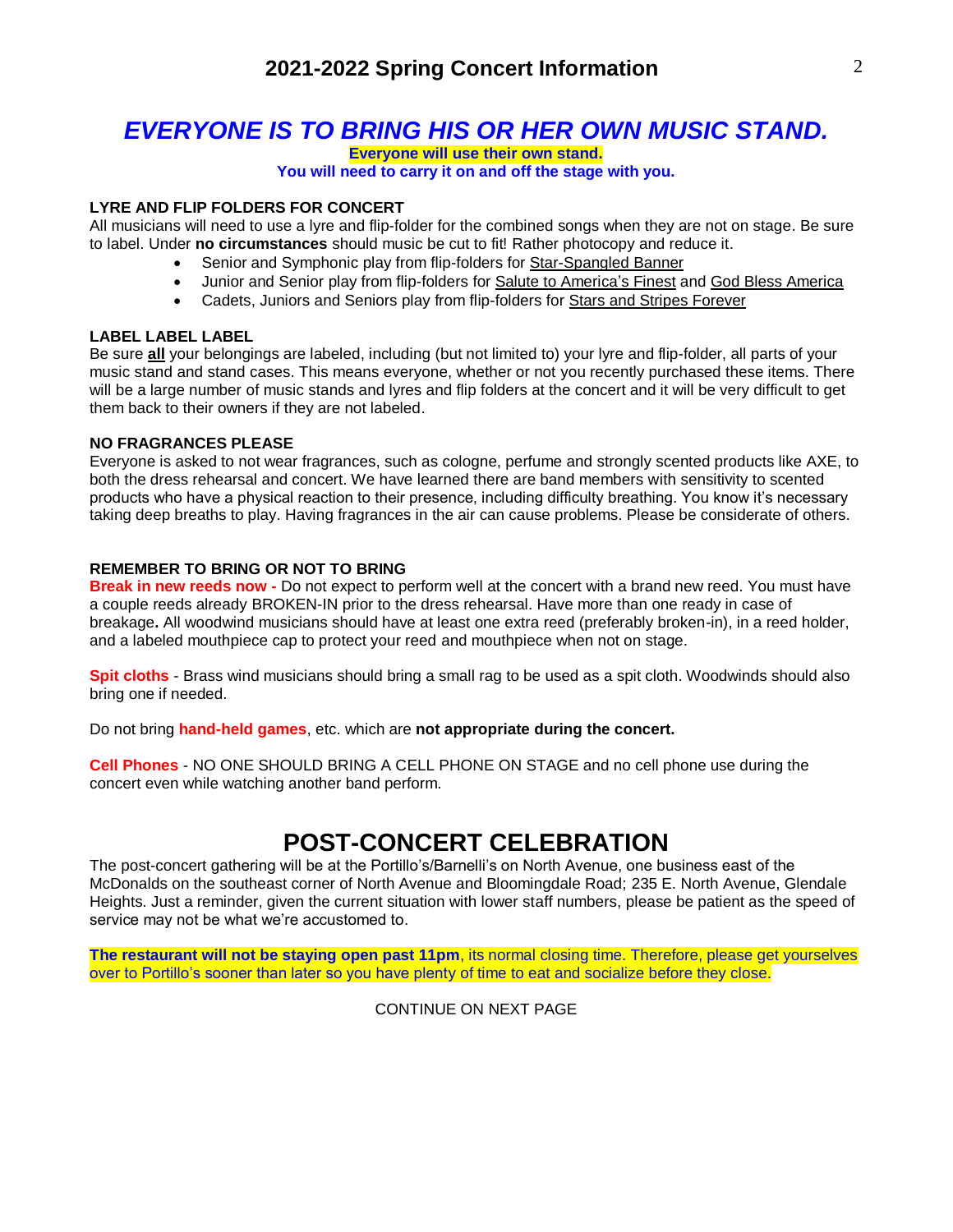# 2021-2022 Spring Concert Information

## *EVERYONE IS TO BRING HIS OR HER OWN MUSIC STAND.*

**Everyone will use their own stand.**

**You will need to carry it on and off the stage with you.**

**LYRE AND FLIP FOLDERS FOR CONCERT**

All musicians will need to use a lyre and flip-folder for the combined songs when they are not on stage. Be sure to label. Under **no circumstances** should music be cut to fit! Rather photocopy and reduce it.

- Senior and Symphonic play from flip-folders for Star-Spangled Banner
- Junior and Senior play from flip-folders for Salute to America's Finest and God Bless America
- Cadets, Juniors and Seniors play from flip-folders for Stars and Stripes Forever

**LABEL LABEL LABEL**

Be sure **all** your belongings are labeled, including (but not limited to) your lyre and flip-folder, all parts of your music stand and stand cases. This means everyone, whether or not you recently purchased these items. There will be a large number of music stands and lyres and flip folders at the concert and it will be very difficult to get them back to their owners if they are not labeled.

**NO FRAGRANCES PLEASE**

Everyone is asked to not wear fragrances, such as cologne, perfume and strongly scented products like AXE, to both the dress rehearsal and concert. We have learned there are band members with sensitivity to scented products who have a physical reaction to their presence, including difficulty breathing. You know it's necessary taking deep breaths to play. Having fragrances in the air can cause problems. Please be considerate of others.

**REMEMBER TO BRING OR NOT TO BRING**

**Break in new reeds now -** Do not expect to perform well at the concert with a brand new reed. You must have a couple reeds already BROKEN-IN prior to the dress rehearsal. Have more than one ready in case of breakage**.** All woodwind musicians should have at least one extra reed (preferably broken-in), in a reed holder, and a labeled mouthpiece cap to protect your reed and mouthpiece when not on stage.

**Spit cloths** - Brass wind musicians should bring a small rag to be used as a spit cloth. Woodwinds should also bring one if needed.

Do not bring **hand-held games**, etc. which are **not appropriate during the concert.**

**Cell Phones** - NO ONE SHOULD BRING A CELL PHONE ON STAGE and no cell phone use during the concert even while watching another band perform.

## POST-CONCERT CELEBRATION

The post-concert gathering will be at the Portillo's/Barnelli's on North Avenue, one business east of the McDonalds on the southeast corner of North Avenue and Bloomingdale Road; 235 E. North Avenue, Glendale Heights. Just a reminder, given the current situation with lower staff numbers, please be patient as the speed of service may not be what we're accustomed to.

**The restaurant will not be staying open past 11pm**, its normal closing time. Therefore, please get yourselves over to Portillo's sooner than later so you have plenty of time to eat and socialize before they close.

CONTINUE ON NEXT PAGE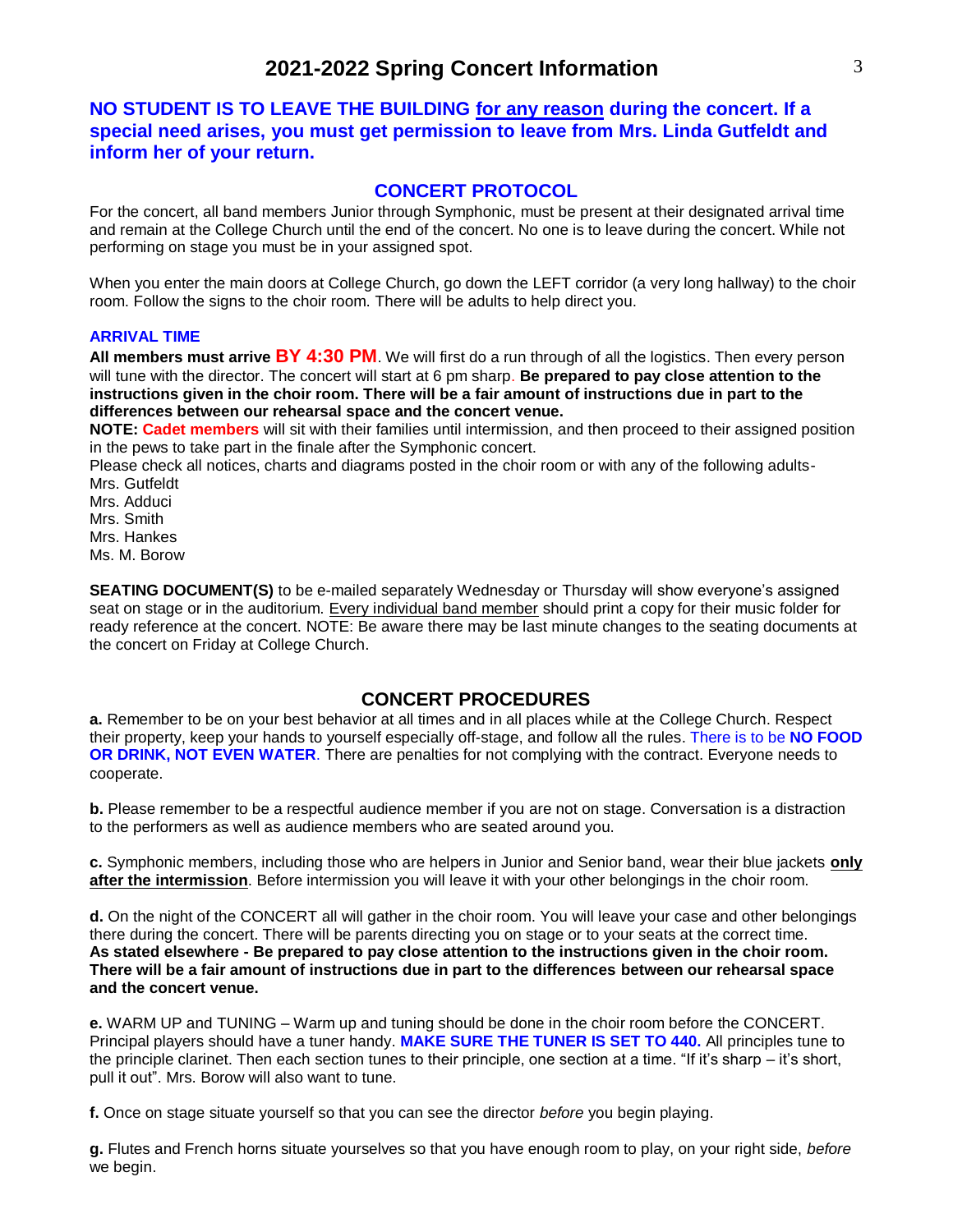# 2021-2022 Spring Concert Information

**NO STUDENT IS TO LEAVE THE BUILDING <u>for any reason</u> during the concert. If a special need arises, you must get permission to leave from Mrs. Linda Gutfeldt and inform her of your return.**

## CONCERT PROTOCOL

For the concert, all band members Junior through Symphonic, must be present at their designated arrival time and remain at the College Church until the end of the concert. No one is to leave during the concert. While not performing on stage you must be in your assigned spot.

When you enter the main doors at College Church, go down the LEFT corridor (a very long hallway) to the choir room. Follow the signs to the choir room. There will be adults to help direct you.

### ARRIVAL TIME

**All members must arrive BY 4:30 PM**. We will first do a run through of all the logistics. Then every person will tune with the director. The concert will start at 6 pm sharp. **Be prepared to pay close attention to the instructions given in the choir room. There will be a fair amount of instructions due in part to the differences between our rehearsal space and the concert venue.**

**NOTE: Cadet members** will sit with their families until intermission, and then proceed to their assigned position in the pews to take part in the finale after the Symphonic concert.

Please check all notices, charts and diagrams posted in the choir room or with any of the following adults-

Mrs. Gutfeldt
Mrs. Adduci
Mrs. Smith
Mrs. Hankes
Ms. M. Borow

**SEATING DOCUMENT(S)** to be e-mailed separately Wednesday or Thursday will show everyone's assigned seat on stage or in the auditorium. <u>Every individual band member</u> should print a copy for their music folder for ready reference at the concert. NOTE: Be aware there may be last minute changes to the seating documents at the concert on Friday at College Church.

## CONCERT PROCEDURES

**a.** Remember to be on your best behavior at all times and in all places while at the College Church. Respect their property, keep your hands to yourself especially off-stage, and follow all the rules. There is to be **NO FOOD OR DRINK, NOT EVEN WATER**. There are penalties for not complying with the contract. Everyone needs to cooperate.

**b.** Please remember to be a respectful audience member if you are not on stage. Conversation is a distraction to the performers as well as audience members who are seated around you.

**c.** Symphonic members, including those who are helpers in Junior and Senior band, wear their blue jackets **<u>only after the intermission</u>**. Before intermission you will leave it with your other belongings in the choir room.

**d.** On the night of the CONCERT all will gather in the choir room. You will leave your case and other belongings there during the concert. There will be parents directing you on stage or to your seats at the correct time. **As stated elsewhere - Be prepared to pay close attention to the instructions given in the choir room. There will be a fair amount of instructions due in part to the differences between our rehearsal space and the concert venue.**

**e.** WARM UP and TUNING – Warm up and tuning should be done in the choir room before the CONCERT. Principal players should have a tuner handy. **MAKE SURE THE TUNER IS SET TO 440.** All principles tune to the principle clarinet. Then each section tunes to their principle, one section at a time. "If it's sharp – it's short, pull it out". Mrs. Borow will also want to tune.

**f.** Once on stage situate yourself so that you can see the director *before* you begin playing.

**g.** Flutes and French horns situate yourselves so that you have enough room to play, on your right side, *before* we begin.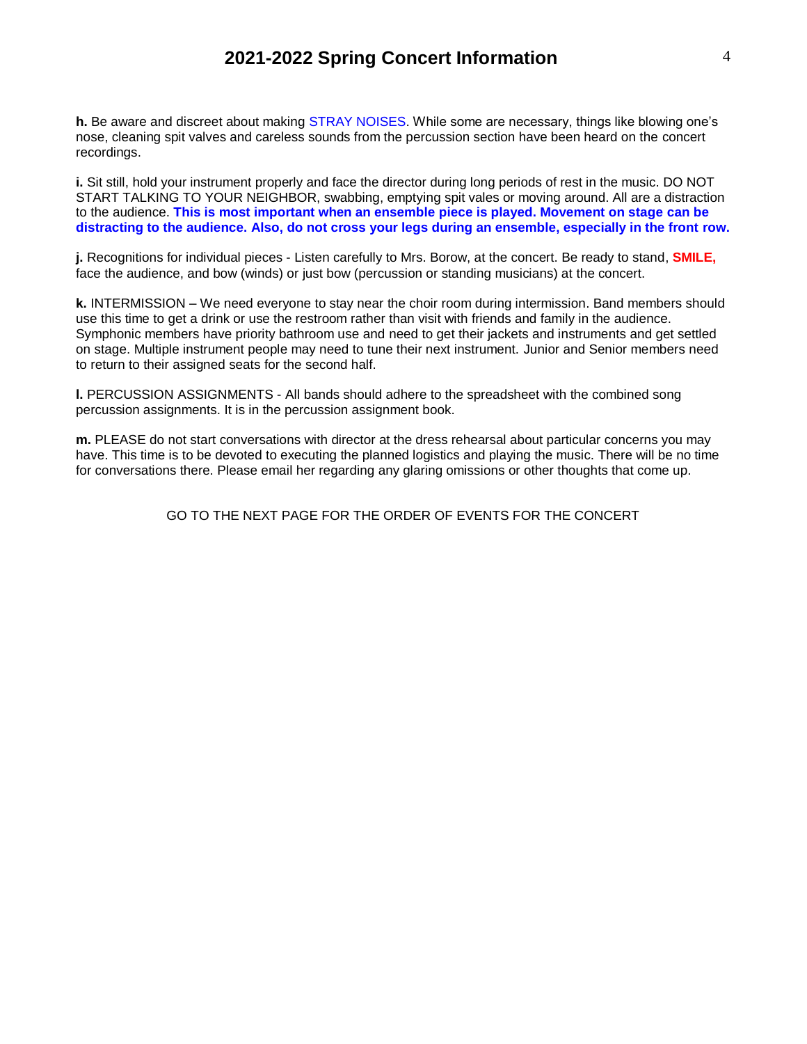**h.** Be aware and discreet about making STRAY NOISES. While some are necessary, things like blowing one's nose, cleaning spit valves and careless sounds from the percussion section have been heard on the concert recordings.

**i.** Sit still, hold your instrument properly and face the director during long periods of rest in the music. DO NOT START TALKING TO YOUR NEIGHBOR, swabbing, emptying spit vales or moving around. All are a distraction to the audience. **This is most important when an ensemble piece is played. Movement on stage can be distracting to the audience. Also, do not cross your legs during an ensemble, especially in the front row.**

**j.** Recognitions for individual pieces - Listen carefully to Mrs. Borow, at the concert. Be ready to stand, **SMILE,** face the audience, and bow (winds) or just bow (percussion or standing musicians) at the concert.

**k.** INTERMISSION – We need everyone to stay near the choir room during intermission. Band members should use this time to get a drink or use the restroom rather than visit with friends and family in the audience. Symphonic members have priority bathroom use and need to get their jackets and instruments and get settled on stage. Multiple instrument people may need to tune their next instrument. Junior and Senior members need to return to their assigned seats for the second half.

**l.** PERCUSSION ASSIGNMENTS - All bands should adhere to the spreadsheet with the combined song percussion assignments. It is in the percussion assignment book.

**m.** PLEASE do not start conversations with director at the dress rehearsal about particular concerns you may have. This time is to be devoted to executing the planned logistics and playing the music. There will be no time for conversations there. Please email her regarding any glaring omissions or other thoughts that come up.

GO TO THE NEXT PAGE FOR THE ORDER OF EVENTS FOR THE CONCERT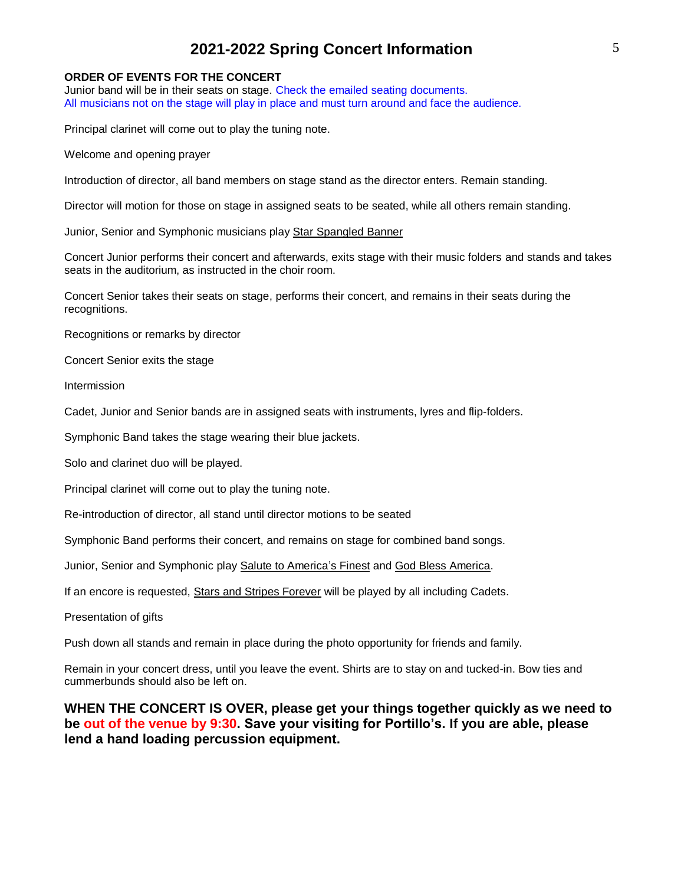# 2021-2022 Spring Concert Information

**ORDER OF EVENTS FOR THE CONCERT**

Junior band will be in their seats on stage. Check the emailed seating documents.
All musicians not on the stage will play in place and must turn around and face the audience.

Principal clarinet will come out to play the tuning note.

Welcome and opening prayer

Introduction of director, all band members on stage stand as the director enters. Remain standing.

Director will motion for those on stage in assigned seats to be seated, while all others remain standing.

Junior, Senior and Symphonic musicians play <u>Star Spangled Banner</u>

Concert Junior performs their concert and afterwards, exits stage with their music folders and stands and takes seats in the auditorium, as instructed in the choir room.

Concert Senior takes their seats on stage, performs their concert, and remains in their seats during the recognitions.

Recognitions or remarks by director

Concert Senior exits the stage

Intermission

Cadet, Junior and Senior bands are in assigned seats with instruments, lyres and flip-folders.

Symphonic Band takes the stage wearing their blue jackets.

Solo and clarinet duo will be played.

Principal clarinet will come out to play the tuning note.

Re-introduction of director, all stand until director motions to be seated

Symphonic Band performs their concert, and remains on stage for combined band songs.

Junior, Senior and Symphonic play <u>Salute to America's Finest</u> and <u>God Bless America</u>.

If an encore is requested, <u>Stars and Stripes Forever</u> will be played by all including Cadets.

Presentation of gifts

Push down all stands and remain in place during the photo opportunity for friends and family.

Remain in your concert dress, until you leave the event. Shirts are to stay on and tucked-in. Bow ties and cummerbunds should also be left on.

**WHEN THE CONCERT IS OVER, please get your things together quickly as we need to be out of the venue by 9:30. Save your visiting for Portillo's. If you are able, please lend a hand loading percussion equipment.**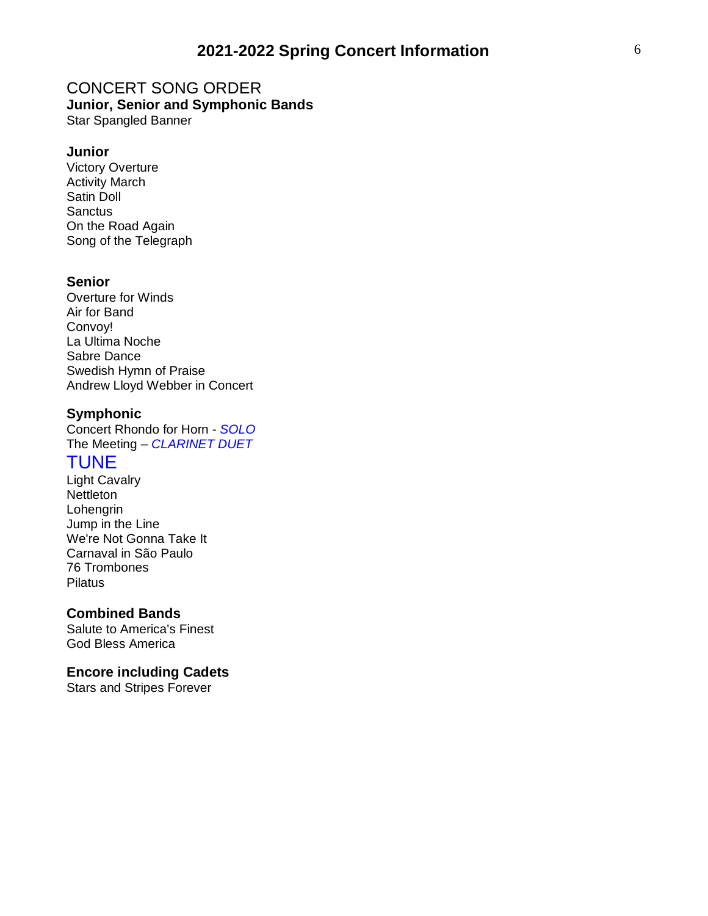# 2021-2022 Spring Concert Information

## CONCERT SONG ORDER

**Junior, Senior and Symphonic Bands**

Star Spangled Banner

### Junior

Victory Overture
Activity March
Satin Doll
Sanctus
On the Road Again
Song of the Telegraph

### Senior

Overture for Winds
Air for Band
Convoy!
La Ultima Noche
Sabre Dance
Swedish Hymn of Praise
Andrew Lloyd Webber in Concert

### Symphonic

Concert Rhondo for Horn - *SOLO*
The Meeting – *CLARINET DUET*

TUNE

Light Cavalry
Nettleton
Lohengrin
Jump in the Line
We're Not Gonna Take It
Carnaval in São Paulo
76 Trombones
Pilatus

### Combined Bands

Salute to America's Finest
God Bless America

### Encore including Cadets

Stars and Stripes Forever